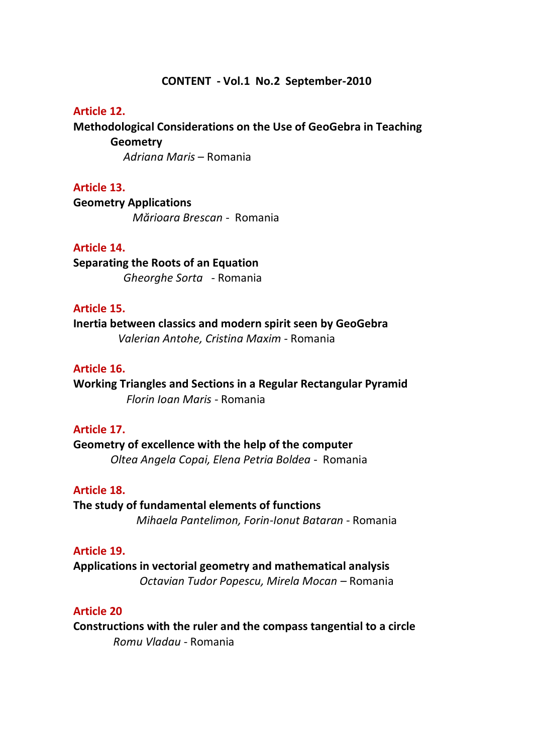# CONTENT - Vol.1 No.2 September-2010

**Article 12.**

**Methodological Considerations on the Use of GeoGebra in Teaching Geometry**

*Adriana Maris* – Romania

**Article 13.**

**Geometry Applications**

*Mărioara Brescan* - Romania

**Article 14.**

**Separating the Roots of an Equation**

*Gheorghe Sorta* - Romania

**Article 15.**

**Inertia between classics and modern spirit seen by GeoGebra**

*Valerian Antohe, Cristina Maxim* - Romania

**Article 16.**

**Working Triangles and Sections in a Regular Rectangular Pyramid**

*Florin Ioan Maris* - Romania

**Article 17.**

**Geometry of excellence with the help of the computer**

*Oltea Angela Copai, Elena Petria Boldea* - Romania

**Article 18.**

**The study of fundamental elements of functions**

*Mihaela Pantelimon, Forin-Ionut Bataran* - Romania

**Article 19.**

**Applications in vectorial geometry and mathematical analysis**

*Octavian Tudor Popescu, Mirela Mocan* – Romania

**Article 20**

**Constructions with the ruler and the compass tangential to a circle**

*Romu Vladau* - Romania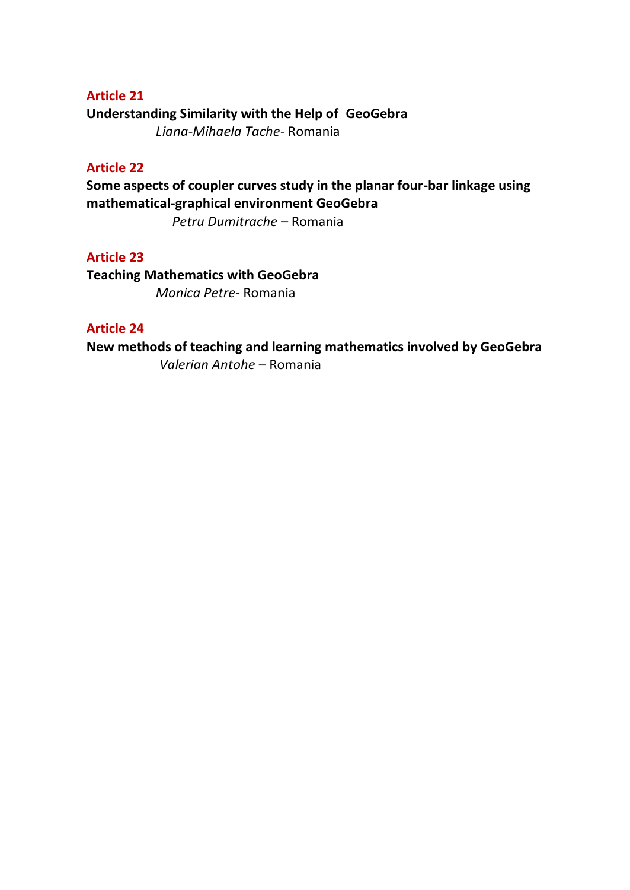**Article 21**

**Understanding Similarity with the Help of GeoGebra**

*Liana-Mihaela Tache*- Romania

**Article 22**

**Some aspects of coupler curves study in the planar four-bar linkage using mathematical-graphical environment GeoGebra**

*Petru Dumitrache* – Romania

**Article 23**

**Teaching Mathematics with GeoGebra**

*Monica Petre*- Romania

**Article 24**

**New methods of teaching and learning mathematics involved by GeoGebra**

*Valerian Antohe* – Romania